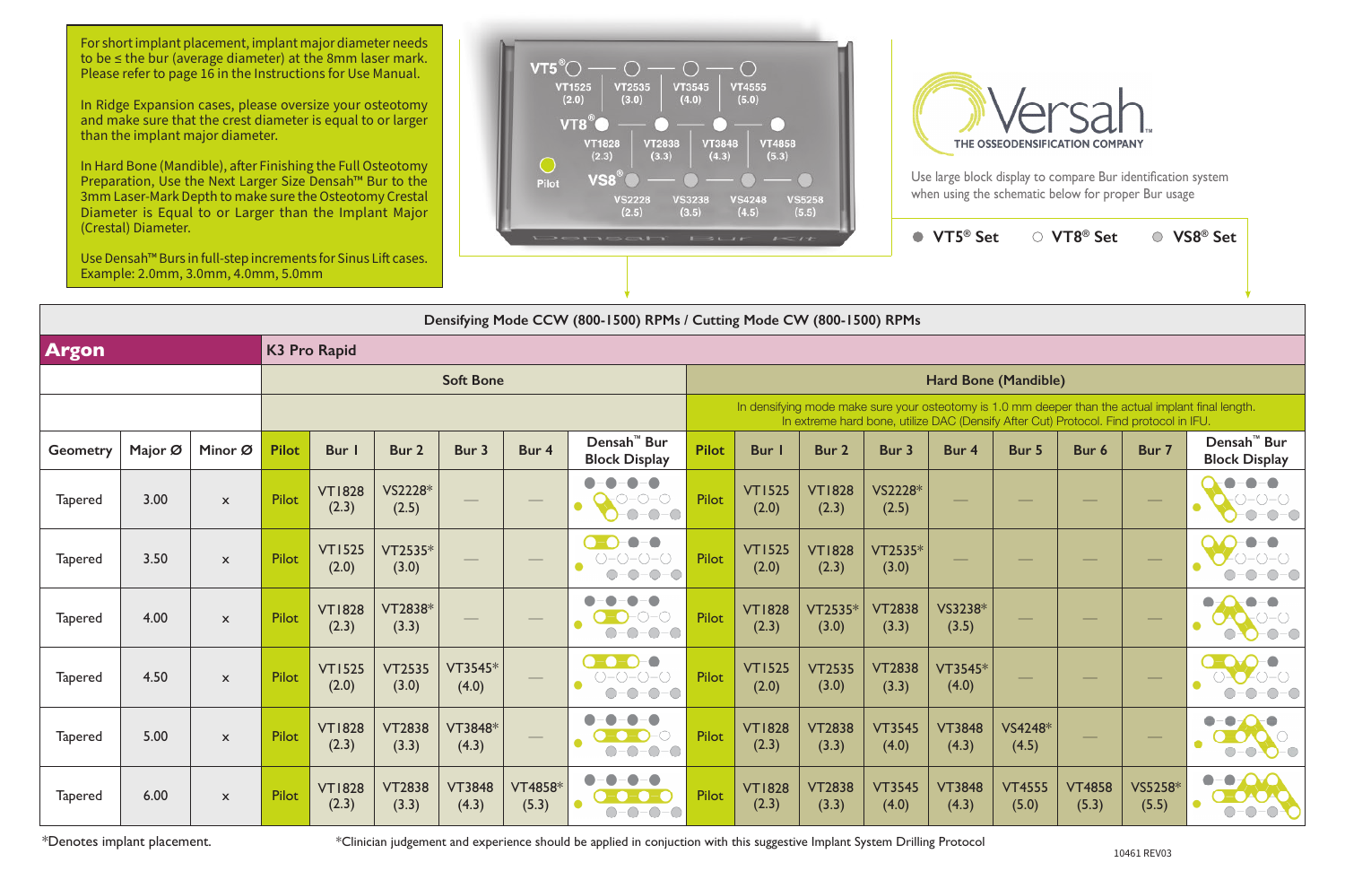For short implant placement, implant major diameter needs to be ≤ the bur (average diameter) at the 8mm laser mark. Please refer to page 16 in the Instructions for Use Manual.

In Ridge Expansion cases, please oversize your osteotomy and make sure that the crest diameter is equal to or larger than the implant major diameter.

In Hard Bone (Mandible), after Finishing the Full Osteotomy Preparation, Use the Next Larger Size Densah™ Bur to the 3mm Laser-Mark Depth to make sure the Osteotomy Crestal Diameter is Equal to or Larger than the Implant Major (Crestal) Diameter.

Use Densah™ Burs in full-step increments for Sinus Lift cases. Example: 2.0mm, 3.0mm, 4.0mm, 5.0mm

VT5® — VT1525 (2.0), VT2535 (3.0), VT3545 (4.0), VT4555 (5.0)

VT8® — VT1828 (2.3), VT2838 (3.3), VT3848 (4.3), VT4858 (5.3)

VS8® — VS2228 (2.5), VS3238 (3.5), VS4248 (4.5), VS5258 (5.5)

Pilot

Densah Bur Kit

Versah THE OSSEODENSIFICATION COMPANY

Use large block display to compare Bur identification system when using the schematic below for proper Bur usage

● VT5® Set ○ VT8® Set ● VS8® Set

**Densifying Mode CCW (800-1500) RPMs / Cutting Mode CW (800-1500) RPMs**

| **Argon** | | | K3 Pro Rapid | | | | | | | | | | | | | | | |
|---|---|---|---|---|---|---|---|---|---|---|---|---|---|---|---|---|---|---|
| | | | Soft Bone | | | | | | Hard Bone (Mandible) | | | | | | | | | |
| | | | | | | | | | In densifying mode make sure your osteotomy is 1.0 mm deeper than the actual implant final length. In extreme hard bone, utilize DAC (Densify After Cut) Protocol. Find protocol in IFU. | | | | | | | | | |
| Geometry | Major Ø | Minor Ø | Pilot | Bur 1 | Bur 2 | Bur 3 | Bur 4 | Densah™ Bur Block Display | Pilot | Bur 1 | Bur 2 | Bur 3 | Bur 4 | Bur 5 | Bur 6 | Bur 7 | Densah™ Bur Block Display |
| Tapered | 3.00 | × | Pilot | VT1828 (2.3) | VS2228* (2.5) | — | — | | Pilot | VT1525 (2.0) | VT1828 (2.3) | VS2228* (2.5) | — | — | — | — | |
| Tapered | 3.50 | × | Pilot | VT1525 (2.0) | VT2535* (3.0) | — | — | | Pilot | VT1525 (2.0) | VT1828 (2.3) | VT2535* (3.0) | — | — | — | — | |
| Tapered | 4.00 | × | Pilot | VT1828 (2.3) | VT2838* (3.3) | — | — | | Pilot | VT1828 (2.3) | VT2535* (3.0) | VT2838 (3.3) | VS3238* (3.5) | — | — | — | |
| Tapered | 4.50 | × | Pilot | VT1525 (2.0) | VT2535 (3.0) | VT3545* (4.0) | — | | Pilot | VT1525 (2.0) | VT2535 (3.0) | VT2838 (3.3) | VT3545* (4.0) | — | — | — | |
| Tapered | 5.00 | × | Pilot | VT1828 (2.3) | VT2838 (3.3) | VT3848* (4.3) | — | | Pilot | VT1828 (2.3) | VT2838 (3.3) | VT3545 (4.0) | VT3848 (4.3) | VS4248* (4.5) | — | — | |
| Tapered | 6.00 | × | Pilot | VT1828 (2.3) | VT2838 (3.3) | VT3848 (4.3) | VT4858* (5.3) | | Pilot | VT1828 (2.3) | VT2838 (3.3) | VT3545 (4.0) | VT3848 (4.3) | VT4555 (5.0) | VT4858 (5.3) | VS5258* (5.5) | |

*Denotes implant placement.

*Clinician judgement and experience should be applied in conjuction with this suggestive Implant System Drilling Protocol

10461 REV03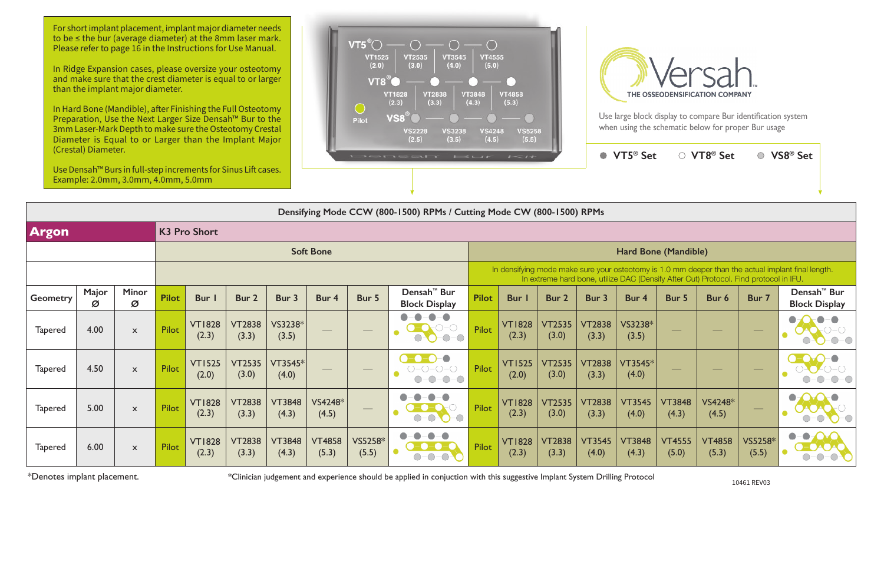For short implant placement, implant major diameter needs to be ≤ the bur (average diameter) at the 8mm laser mark. Please refer to page 16 in the Instructions for Use Manual.

In Ridge Expansion cases, please oversize your osteotomy and make sure that the crest diameter is equal to or larger than the implant major diameter.

In Hard Bone (Mandible), after Finishing the Full Osteotomy Preparation, Use the Next Larger Size Densah™ Bur to the 3mm Laser-Mark Depth to make sure the Osteotomy Crestal Diameter is Equal to or Larger than the Implant Major (Crestal) Diameter.

Use Densah™ Burs in full-step increments for Sinus Lift cases. Example: 2.0mm, 3.0mm, 4.0mm, 5.0mm

VT5® — VT1525 (2.0), VT2535 (3.0), VT3545 (4.0), VT4555 (5.0)
VT8® — VT1828 (2.3), VT2838 (3.3), VT3848 (4.3), VT4858 (5.3)
Pilot
VS8® — VS2228 (2.5), VS3238 (3.5), VS4248 (4.5), VS5258 (5.5)

Versah™ THE OSSEODENSIFICATION COMPANY

Use large block display to compare Bur identification system when using the schematic below for proper Bur usage

● VT5® Set ○ VT8® Set ◎ VS8® Set

## Densifying Mode CCW (800-1500) RPMs / Cutting Mode CW (800-1500) RPMs

**Argon** — K3 Pro Short

| | | | Soft Bone | | | | | | | Hard Bone (Mandible) | | | | | | | | |
|---|---|---|---|---|---|---|---|---|---|---|---|---|---|---|---|---|---|---|
| | | | | | | | | | | In densifying mode make sure your osteotomy is 1.0 mm deeper than the actual implant final length. In extreme hard bone, utilize DAC (Densify After Cut) Protocol. Find protocol in IFU. | | | | | | | | |
| Geometry | Major Ø | Minor Ø | Pilot | Bur 1 | Bur 2 | Bur 3 | Bur 4 | Bur 5 | Densah™ Bur Block Display | Pilot | Bur 1 | Bur 2 | Bur 3 | Bur 4 | Bur 5 | Bur 6 | Bur 7 | Densah™ Bur Block Display |
| Tapered | 4.00 | x | Pilot | VT1828 (2.3) | VT2838 (3.3) | VS3238* (3.5) | — | — | | Pilot | VT1828 (2.3) | VT2535 (3.0) | VT2838 (3.3) | VS3238* (3.5) | — | — | — | |
| Tapered | 4.50 | x | Pilot | VT1525 (2.0) | VT2535 (3.0) | VT3545* (4.0) | — | — | | Pilot | VT1525 (2.0) | VT2535 (3.0) | VT2838 (3.3) | VT3545* (4.0) | — | — | — | |
| Tapered | 5.00 | x | Pilot | VT1828 (2.3) | VT2838 (3.3) | VT3848 (4.3) | VS4248* (4.5) | — | | Pilot | VT1828 (2.3) | VT2535 (3.0) | VT2838 (3.3) | VT3545 (4.0) | VT3848 (4.3) | VS4248* (4.5) | — | |
| Tapered | 6.00 | x | Pilot | VT1828 (2.3) | VT2838 (3.3) | VT3848 (4.3) | VT4858 (5.3) | VS5258* (5.5) | | Pilot | VT1828 (2.3) | VT2838 (3.3) | VT3545 (4.0) | VT3848 (4.3) | VT4555 (5.0) | VT4858 (5.3) | VS5258* (5.5) | |

*Denotes implant placement.

*Clinician judgement and experience should be applied in conjuction with this suggestive Implant System Drilling Protocol

10461 REV03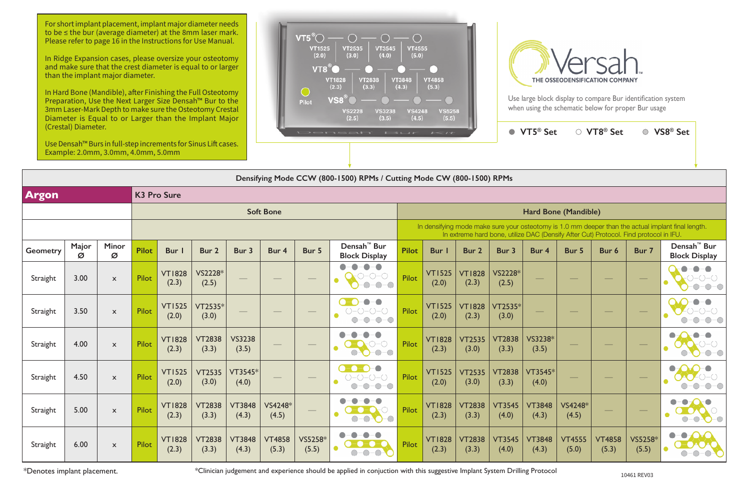For short implant placement, implant major diameter needs to be ≤ the bur (average diameter) at the 8mm laser mark. Please refer to page 16 in the Instructions for Use Manual.

In Ridge Expansion cases, please oversize your osteotomy and make sure that the crest diameter is equal to or larger than the implant major diameter.

In Hard Bone (Mandible), after Finishing the Full Osteotomy Preparation, Use the Next Larger Size Densah™ Bur to the 3mm Laser-Mark Depth to make sure the Osteotomy Crestal Diameter is Equal to or Larger than the Implant Major (Crestal) Diameter.

Use Densah™ Burs in full-step increments for Sinus Lift cases. Example: 2.0mm, 3.0mm, 4.0mm, 5.0mm

VT5® — VT1525 (2.0), VT2535 (3.0), VT3545 (4.0), VT4555 (5.0)

VT8® — VT1828 (2.3), VT2838 (3.3), VT3848 (4.3), VT4858 (5.3)

Pilot

VS8® — VS2228 (2.5), VS3238 (3.5), VS4248 (4.5), VS5258 (5.5)

Densah Bur Kit

Versah

THE OSSEODENSIFICATION COMPANY

Use large block display to compare Bur identification system when using the schematic below for proper Bur usage

● VT5® Set ○ VT8® Set ◌ VS8® Set

**Densifying Mode CCW (800-1500) RPMs / Cutting Mode CW (800-1500) RPMs**

| **Argon** | | | **K3 Pro Sure** | | | | | | | | | | | | | | | |
|---|---|---|---|---|---|---|---|---|---|---|---|---|---|---|---|---|---|---|
| | | | Soft Bone | | | | | | | Hard Bone (Mandible) | | | | | | | | |
| | | | | | | | | | | In densifying mode make sure your osteotomy is 1.0 mm deeper than the actual implant final length. In extreme hard bone, utilize DAC (Densify After Cut) Protocol. Find protocol in IFU. | | | | | | | | |
| Geometry | Major Ø | Minor Ø | Pilot | Bur 1 | Bur 2 | Bur 3 | Bur 4 | Bur 5 | Densah™ Bur Block Display | Pilot | Bur 1 | Bur 2 | Bur 3 | Bur 4 | Bur 5 | Bur 6 | Bur 7 | Densah™ Bur Block Display |
| Straight | 3.00 | × | Pilot | VT1828 (2.3) | VS2228* (2.5) | — | — | — | | Pilot | VT1525 (2.0) | VT1828 (2.3) | VS2228* (2.5) | — | — | — | — | |
| Straight | 3.50 | × | Pilot | VT1525 (2.0) | VT2535* (3.0) | — | — | — | | Pilot | VT1525 (2.0) | VT1828 (2.3) | VT2535* (3.0) | — | — | — | — | |
| Straight | 4.00 | × | Pilot | VT1828 (2.3) | VT2838 (3.3) | VS3238 (3.5) | — | — | | Pilot | VT1828 (2.3) | VT2535 (3.0) | VT2838 (3.3) | VS3238* (3.5) | — | — | — | |
| Straight | 4.50 | × | Pilot | VT1525 (2.0) | VT2535 (3.0) | VT3545* (4.0) | — | — | | Pilot | VT1525 (2.0) | VT2535 (3.0) | VT2838 (3.3) | VT3545* (4.0) | — | — | — | |
| Straight | 5.00 | × | Pilot | VT1828 (2.3) | VT2838 (3.3) | VT3848 (4.3) | VS4248* (4.5) | — | | Pilot | VT1828 (2.3) | VT2838 (3.3) | VT3545 (4.0) | VT3848 (4.3) | VS4248* (4.5) | — | — | |
| Straight | 6.00 | × | Pilot | VT1828 (2.3) | VT2838 (3.3) | VT3848 (4.3) | VT4858 (5.3) | VS5258* (5.5) | | Pilot | VT1828 (2.3) | VT2838 (3.3) | VT3545 (4.0) | VT3848 (4.3) | VT4555 (5.0) | VT4858 (5.3) | VS5258* (5.5) | |

*Denotes implant placement.

*Clinician judgement and experience should be applied in conjuction with this suggestive Implant System Drilling Protocol

10461 REV03